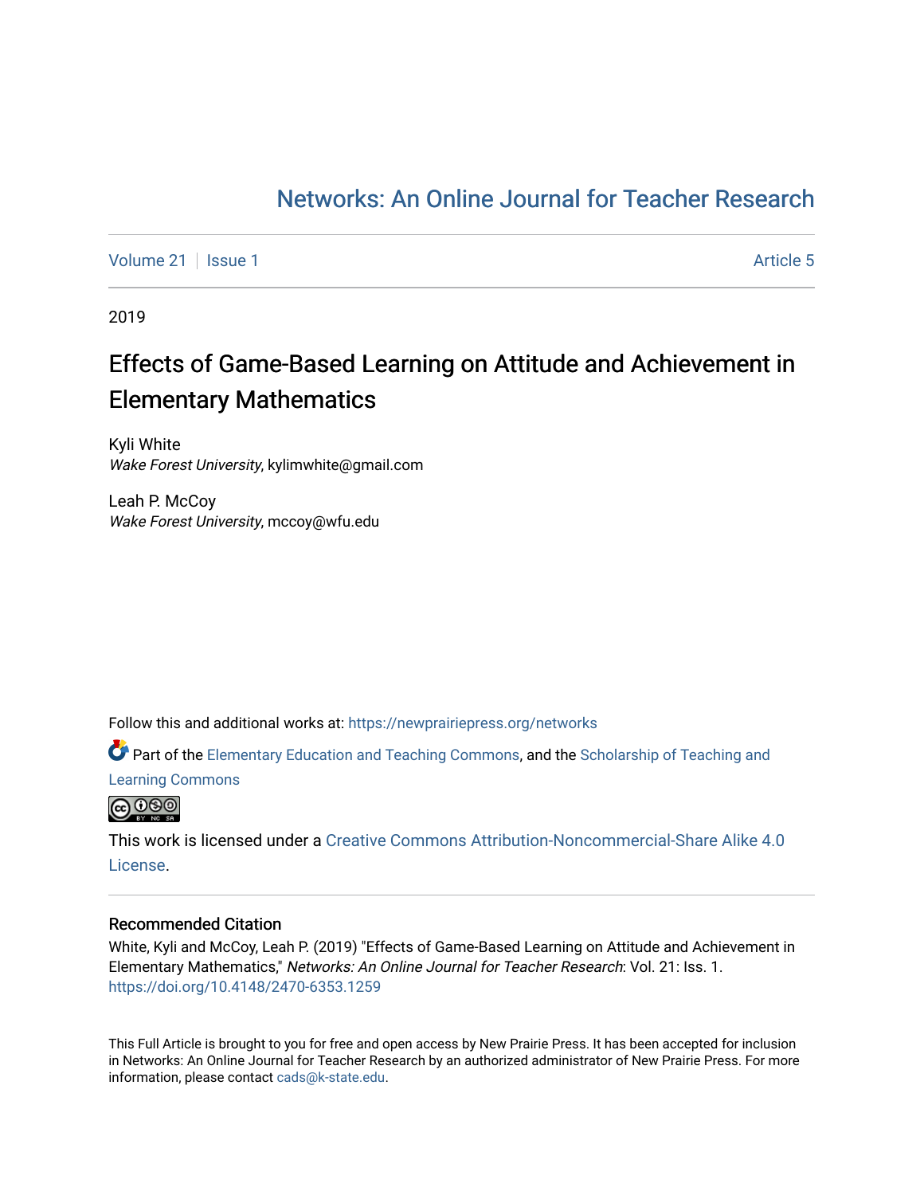# Networks: An Online Journal for Teacher Research

Volume 21 | Issue 1 | Article 5

2019

## Effects of Game-Based Learning on Attitude and Achievement in Elementary Mathematics

Kyli White
*Wake Forest University*, kylimwhite@gmail.com

Leah P. McCoy
*Wake Forest University*, mccoy@wfu.edu

Follow this and additional works at: https://newprairiepress.org/networks

Part of the Elementary Education and Teaching Commons, and the Scholarship of Teaching and Learning Commons

This work is licensed under a Creative Commons Attribution-Noncommercial-Share Alike 4.0 License.

### Recommended Citation

White, Kyli and McCoy, Leah P. (2019) "Effects of Game-Based Learning on Attitude and Achievement in Elementary Mathematics," *Networks: An Online Journal for Teacher Research*: Vol. 21: Iss. 1. https://doi.org/10.4148/2470-6353.1259

This Full Article is brought to you for free and open access by New Prairie Press. It has been accepted for inclusion in Networks: An Online Journal for Teacher Research by an authorized administrator of New Prairie Press. For more information, please contact cads@k-state.edu.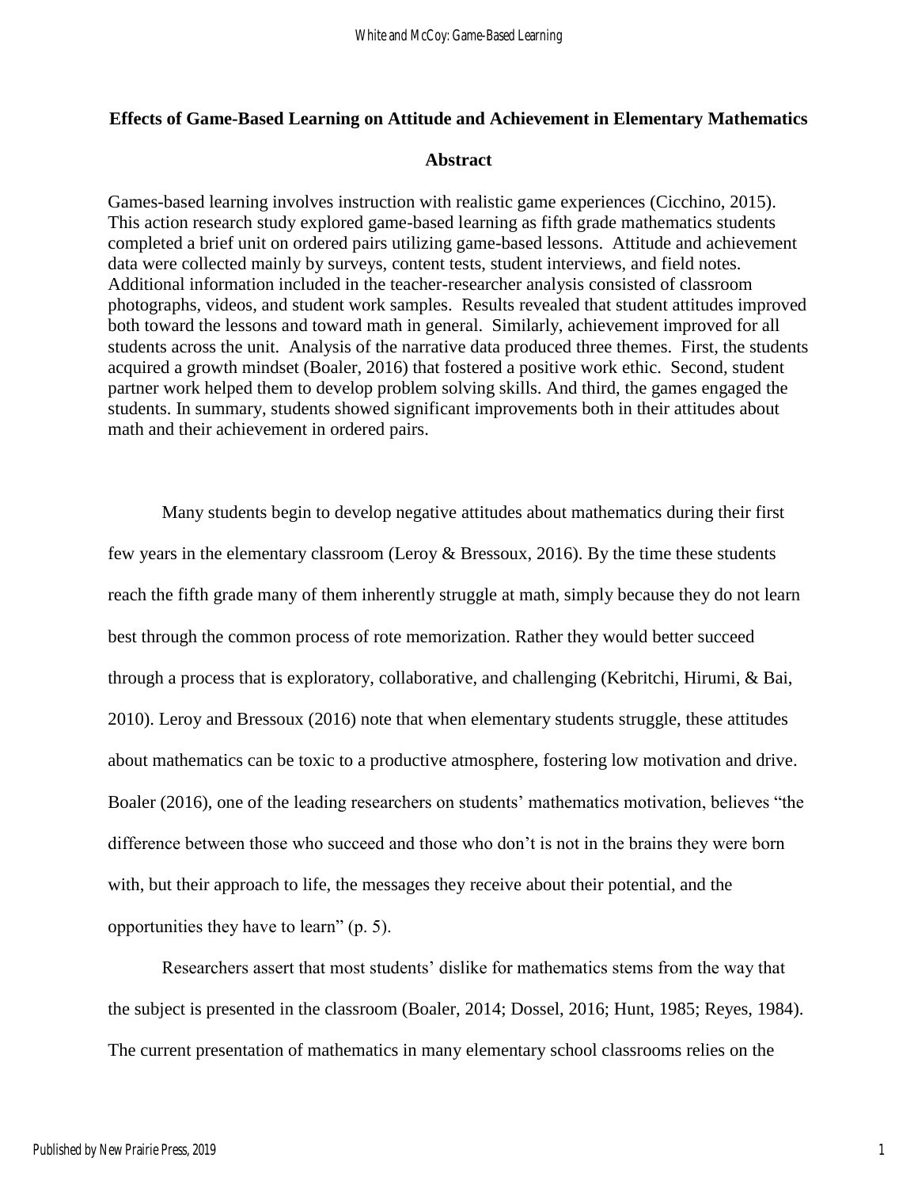**Effects of Game-Based Learning on Attitude and Achievement in Elementary Mathematics**

**Abstract**

Games-based learning involves instruction with realistic game experiences (Cicchino, 2015). This action research study explored game-based learning as fifth grade mathematics students completed a brief unit on ordered pairs utilizing game-based lessons. Attitude and achievement data were collected mainly by surveys, content tests, student interviews, and field notes. Additional information included in the teacher-researcher analysis consisted of classroom photographs, videos, and student work samples. Results revealed that student attitudes improved both toward the lessons and toward math in general. Similarly, achievement improved for all students across the unit. Analysis of the narrative data produced three themes. First, the students acquired a growth mindset (Boaler, 2016) that fostered a positive work ethic. Second, student partner work helped them to develop problem solving skills. And third, the games engaged the students. In summary, students showed significant improvements both in their attitudes about math and their achievement in ordered pairs.

Many students begin to develop negative attitudes about mathematics during their first few years in the elementary classroom (Leroy & Bressoux, 2016). By the time these students reach the fifth grade many of them inherently struggle at math, simply because they do not learn best through the common process of rote memorization. Rather they would better succeed through a process that is exploratory, collaborative, and challenging (Kebritchi, Hirumi, & Bai, 2010). Leroy and Bressoux (2016) note that when elementary students struggle, these attitudes about mathematics can be toxic to a productive atmosphere, fostering low motivation and drive. Boaler (2016), one of the leading researchers on students' mathematics motivation, believes "the difference between those who succeed and those who don't is not in the brains they were born with, but their approach to life, the messages they receive about their potential, and the opportunities they have to learn" (p. 5).

Researchers assert that most students' dislike for mathematics stems from the way that the subject is presented in the classroom (Boaler, 2014; Dossel, 2016; Hunt, 1985; Reyes, 1984). The current presentation of mathematics in many elementary school classrooms relies on the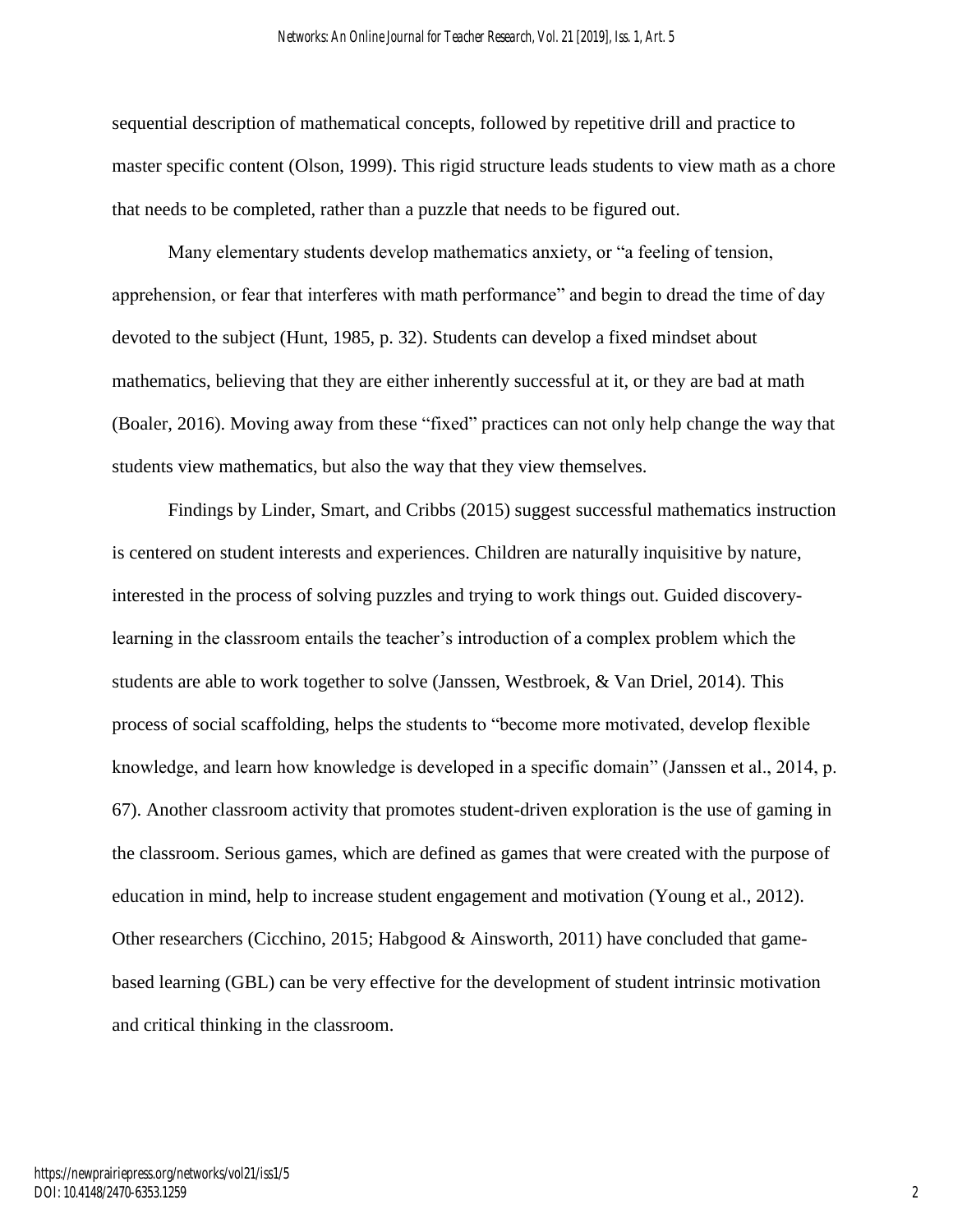sequential description of mathematical concepts, followed by repetitive drill and practice to master specific content (Olson, 1999). This rigid structure leads students to view math as a chore that needs to be completed, rather than a puzzle that needs to be figured out.

Many elementary students develop mathematics anxiety, or "a feeling of tension, apprehension, or fear that interferes with math performance" and begin to dread the time of day devoted to the subject (Hunt, 1985, p. 32). Students can develop a fixed mindset about mathematics, believing that they are either inherently successful at it, or they are bad at math (Boaler, 2016). Moving away from these "fixed" practices can not only help change the way that students view mathematics, but also the way that they view themselves.

Findings by Linder, Smart, and Cribbs (2015) suggest successful mathematics instruction is centered on student interests and experiences. Children are naturally inquisitive by nature, interested in the process of solving puzzles and trying to work things out. Guided discovery-learning in the classroom entails the teacher's introduction of a complex problem which the students are able to work together to solve (Janssen, Westbroek, & Van Driel, 2014). This process of social scaffolding, helps the students to "become more motivated, develop flexible knowledge, and learn how knowledge is developed in a specific domain" (Janssen et al., 2014, p. 67). Another classroom activity that promotes student-driven exploration is the use of gaming in the classroom. Serious games, which are defined as games that were created with the purpose of education in mind, help to increase student engagement and motivation (Young et al., 2012). Other researchers (Cicchino, 2015; Habgood & Ainsworth, 2011) have concluded that game-based learning (GBL) can be very effective for the development of student intrinsic motivation and critical thinking in the classroom.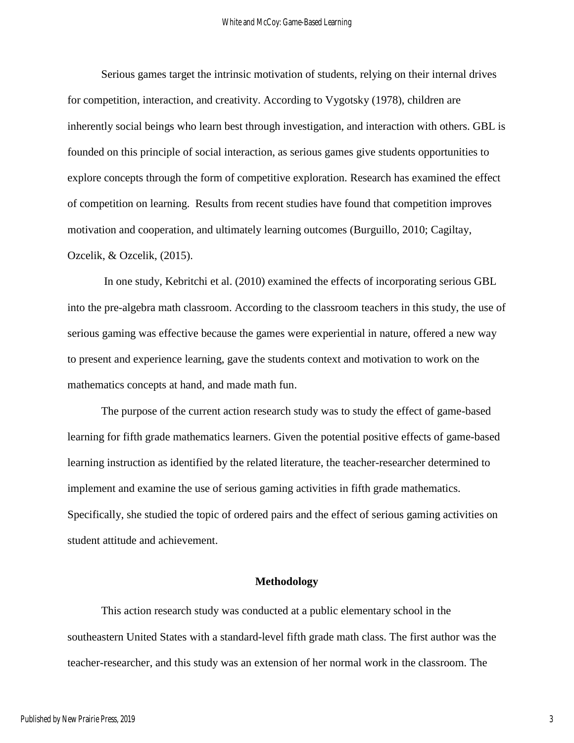Serious games target the intrinsic motivation of students, relying on their internal drives for competition, interaction, and creativity. According to Vygotsky (1978), children are inherently social beings who learn best through investigation, and interaction with others. GBL is founded on this principle of social interaction, as serious games give students opportunities to explore concepts through the form of competitive exploration. Research has examined the effect of competition on learning. Results from recent studies have found that competition improves motivation and cooperation, and ultimately learning outcomes (Burguillo, 2010; Cagiltay, Ozcelik, & Ozcelik, (2015).

In one study, Kebritchi et al. (2010) examined the effects of incorporating serious GBL into the pre-algebra math classroom. According to the classroom teachers in this study, the use of serious gaming was effective because the games were experiential in nature, offered a new way to present and experience learning, gave the students context and motivation to work on the mathematics concepts at hand, and made math fun.

The purpose of the current action research study was to study the effect of game-based learning for fifth grade mathematics learners. Given the potential positive effects of game-based learning instruction as identified by the related literature, the teacher-researcher determined to implement and examine the use of serious gaming activities in fifth grade mathematics. Specifically, she studied the topic of ordered pairs and the effect of serious gaming activities on student attitude and achievement.

## Methodology

This action research study was conducted at a public elementary school in the southeastern United States with a standard-level fifth grade math class. The first author was the teacher-researcher, and this study was an extension of her normal work in the classroom. The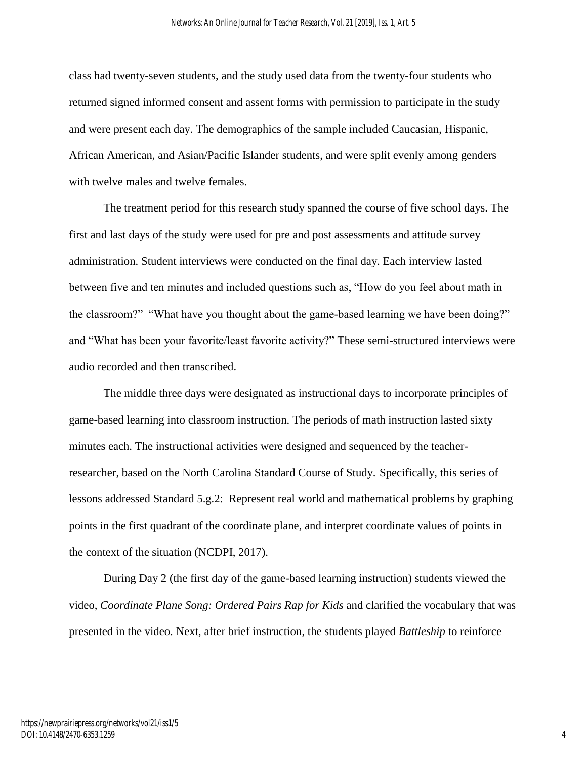class had twenty-seven students, and the study used data from the twenty-four students who returned signed informed consent and assent forms with permission to participate in the study and were present each day. The demographics of the sample included Caucasian, Hispanic, African American, and Asian/Pacific Islander students, and were split evenly among genders with twelve males and twelve females.

The treatment period for this research study spanned the course of five school days. The first and last days of the study were used for pre and post assessments and attitude survey administration. Student interviews were conducted on the final day. Each interview lasted between five and ten minutes and included questions such as, "How do you feel about math in the classroom?" "What have you thought about the game-based learning we have been doing?" and "What has been your favorite/least favorite activity?" These semi-structured interviews were audio recorded and then transcribed.

The middle three days were designated as instructional days to incorporate principles of game-based learning into classroom instruction. The periods of math instruction lasted sixty minutes each. The instructional activities were designed and sequenced by the teacher-researcher, based on the North Carolina Standard Course of Study. Specifically, this series of lessons addressed Standard 5.g.2: Represent real world and mathematical problems by graphing points in the first quadrant of the coordinate plane, and interpret coordinate values of points in the context of the situation (NCDPI, 2017).

During Day 2 (the first day of the game-based learning instruction) students viewed the video, *Coordinate Plane Song: Ordered Pairs Rap for Kids* and clarified the vocabulary that was presented in the video. Next, after brief instruction, the students played *Battleship* to reinforce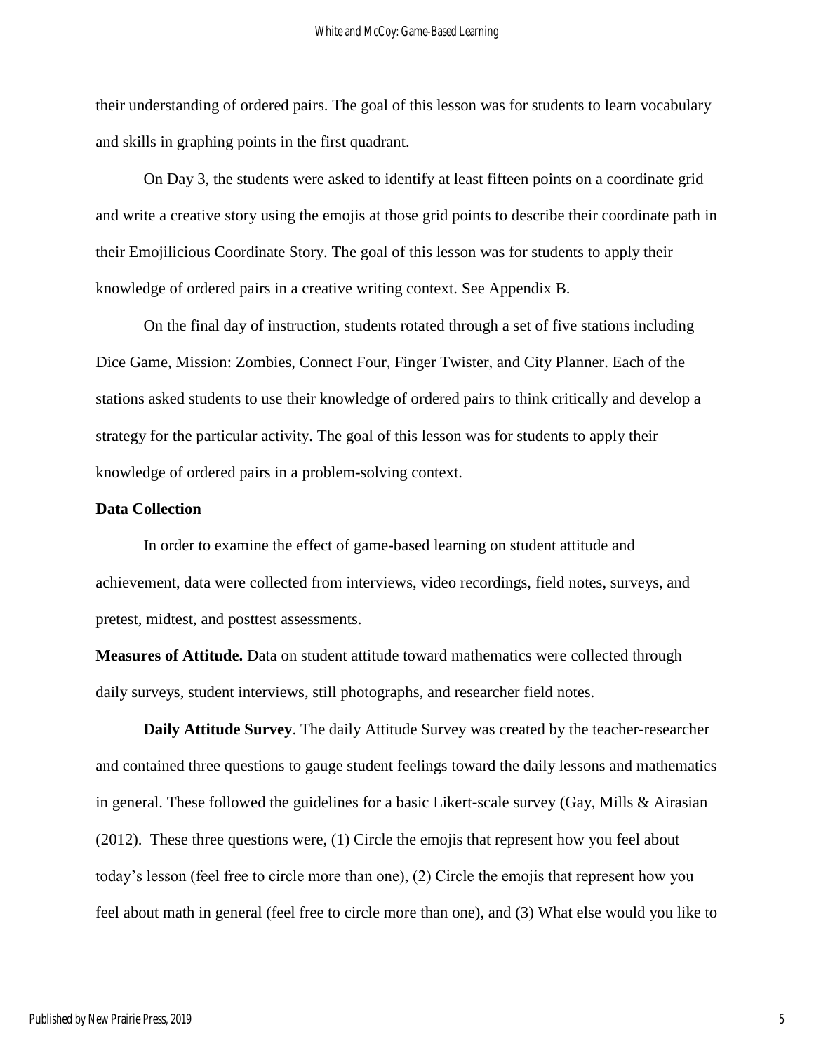their understanding of ordered pairs. The goal of this lesson was for students to learn vocabulary and skills in graphing points in the first quadrant.

On Day 3, the students were asked to identify at least fifteen points on a coordinate grid and write a creative story using the emojis at those grid points to describe their coordinate path in their Emojilicious Coordinate Story. The goal of this lesson was for students to apply their knowledge of ordered pairs in a creative writing context. See Appendix B.

On the final day of instruction, students rotated through a set of five stations including Dice Game, Mission: Zombies, Connect Four, Finger Twister, and City Planner. Each of the stations asked students to use their knowledge of ordered pairs to think critically and develop a strategy for the particular activity. The goal of this lesson was for students to apply their knowledge of ordered pairs in a problem-solving context.

**Data Collection**

In order to examine the effect of game-based learning on student attitude and achievement, data were collected from interviews, video recordings, field notes, surveys, and pretest, midtest, and posttest assessments.

**Measures of Attitude.** Data on student attitude toward mathematics were collected through daily surveys, student interviews, still photographs, and researcher field notes.

**Daily Attitude Survey**. The daily Attitude Survey was created by the teacher-researcher and contained three questions to gauge student feelings toward the daily lessons and mathematics in general. These followed the guidelines for a basic Likert-scale survey (Gay, Mills & Airasian (2012). These three questions were, (1) Circle the emojis that represent how you feel about today's lesson (feel free to circle more than one), (2) Circle the emojis that represent how you feel about math in general (feel free to circle more than one), and (3) What else would you like to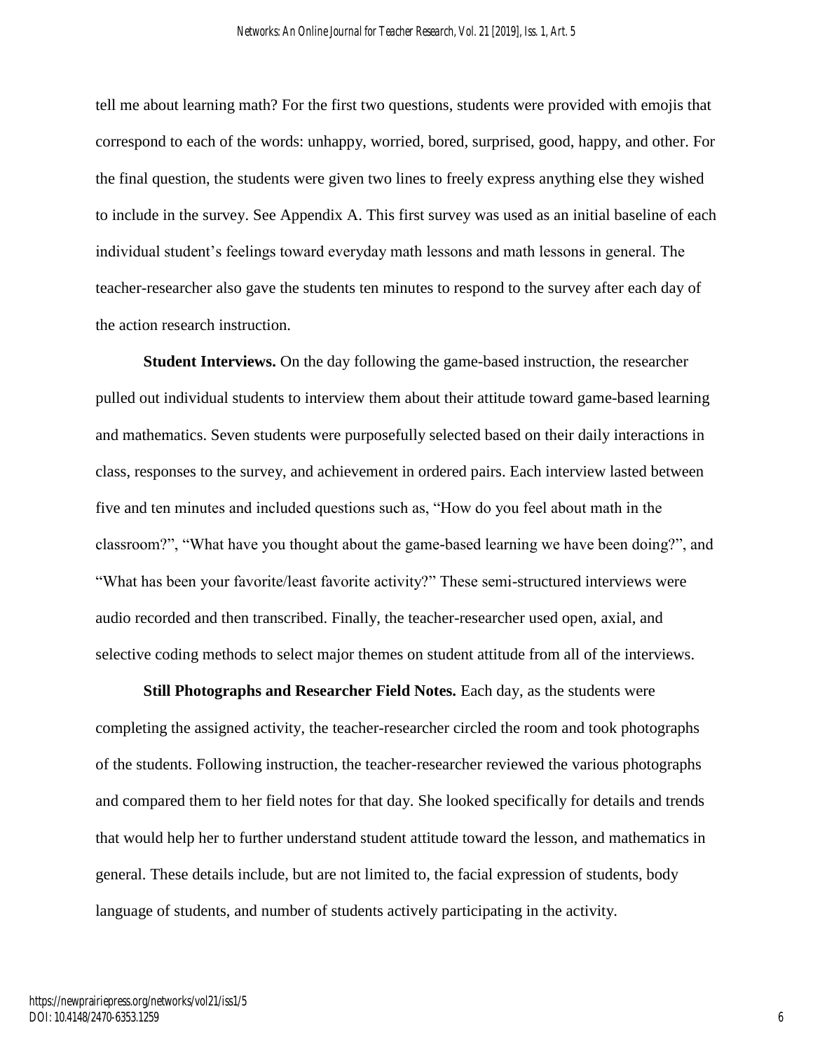tell me about learning math? For the first two questions, students were provided with emojis that correspond to each of the words: unhappy, worried, bored, surprised, good, happy, and other. For the final question, the students were given two lines to freely express anything else they wished to include in the survey. See Appendix A. This first survey was used as an initial baseline of each individual student's feelings toward everyday math lessons and math lessons in general. The teacher-researcher also gave the students ten minutes to respond to the survey after each day of the action research instruction.

**Student Interviews.** On the day following the game-based instruction, the researcher pulled out individual students to interview them about their attitude toward game-based learning and mathematics. Seven students were purposefully selected based on their daily interactions in class, responses to the survey, and achievement in ordered pairs. Each interview lasted between five and ten minutes and included questions such as, "How do you feel about math in the classroom?", "What have you thought about the game-based learning we have been doing?", and "What has been your favorite/least favorite activity?" These semi-structured interviews were audio recorded and then transcribed. Finally, the teacher-researcher used open, axial, and selective coding methods to select major themes on student attitude from all of the interviews.

**Still Photographs and Researcher Field Notes.** Each day, as the students were completing the assigned activity, the teacher-researcher circled the room and took photographs of the students. Following instruction, the teacher-researcher reviewed the various photographs and compared them to her field notes for that day. She looked specifically for details and trends that would help her to further understand student attitude toward the lesson, and mathematics in general. These details include, but are not limited to, the facial expression of students, body language of students, and number of students actively participating in the activity.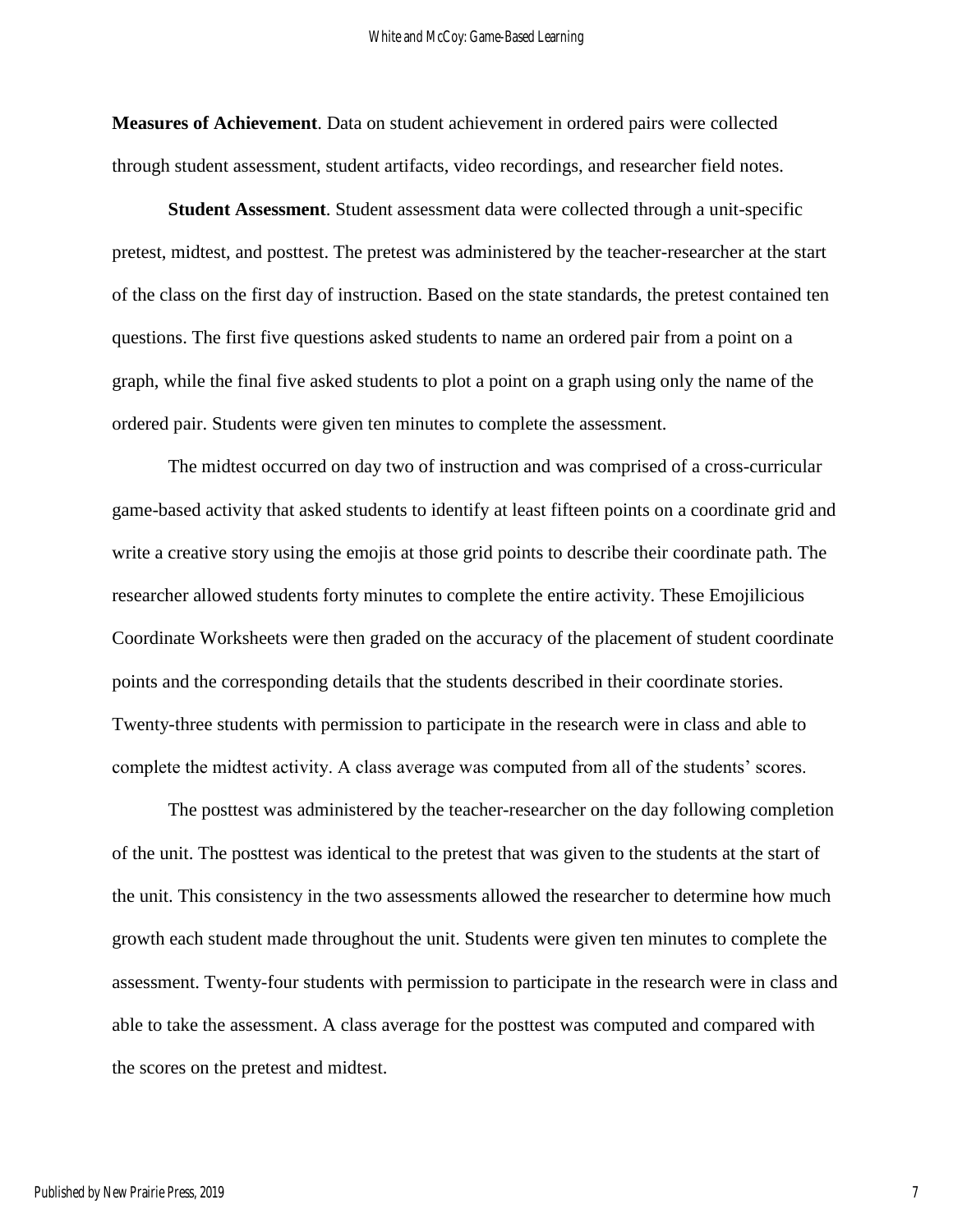**Measures of Achievement**. Data on student achievement in ordered pairs were collected through student assessment, student artifacts, video recordings, and researcher field notes.

**Student Assessment**. Student assessment data were collected through a unit-specific pretest, midtest, and posttest. The pretest was administered by the teacher-researcher at the start of the class on the first day of instruction. Based on the state standards, the pretest contained ten questions. The first five questions asked students to name an ordered pair from a point on a graph, while the final five asked students to plot a point on a graph using only the name of the ordered pair. Students were given ten minutes to complete the assessment.

The midtest occurred on day two of instruction and was comprised of a cross-curricular game-based activity that asked students to identify at least fifteen points on a coordinate grid and write a creative story using the emojis at those grid points to describe their coordinate path. The researcher allowed students forty minutes to complete the entire activity. These Emojilicious Coordinate Worksheets were then graded on the accuracy of the placement of student coordinate points and the corresponding details that the students described in their coordinate stories. Twenty-three students with permission to participate in the research were in class and able to complete the midtest activity. A class average was computed from all of the students' scores.

The posttest was administered by the teacher-researcher on the day following completion of the unit. The posttest was identical to the pretest that was given to the students at the start of the unit. This consistency in the two assessments allowed the researcher to determine how much growth each student made throughout the unit. Students were given ten minutes to complete the assessment. Twenty-four students with permission to participate in the research were in class and able to take the assessment. A class average for the posttest was computed and compared with the scores on the pretest and midtest.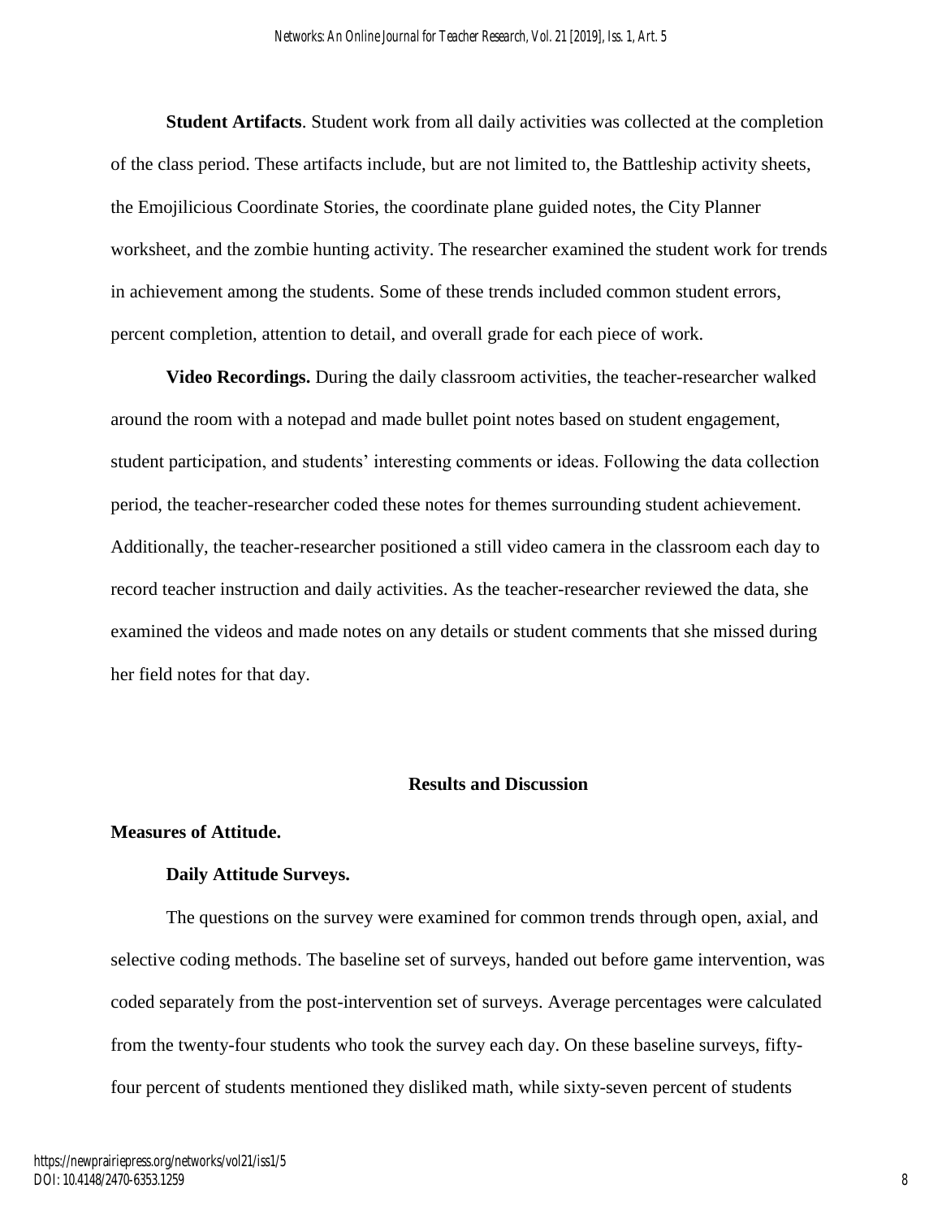**Student Artifacts**. Student work from all daily activities was collected at the completion of the class period. These artifacts include, but are not limited to, the Battleship activity sheets, the Emojilicious Coordinate Stories, the coordinate plane guided notes, the City Planner worksheet, and the zombie hunting activity. The researcher examined the student work for trends in achievement among the students. Some of these trends included common student errors, percent completion, attention to detail, and overall grade for each piece of work.

**Video Recordings.** During the daily classroom activities, the teacher-researcher walked around the room with a notepad and made bullet point notes based on student engagement, student participation, and students' interesting comments or ideas. Following the data collection period, the teacher-researcher coded these notes for themes surrounding student achievement. Additionally, the teacher-researcher positioned a still video camera in the classroom each day to record teacher instruction and daily activities. As the teacher-researcher reviewed the data, she examined the videos and made notes on any details or student comments that she missed during her field notes for that day.

## Results and Discussion

### Measures of Attitude.

#### Daily Attitude Surveys.

The questions on the survey were examined for common trends through open, axial, and selective coding methods. The baseline set of surveys, handed out before game intervention, was coded separately from the post-intervention set of surveys. Average percentages were calculated from the twenty-four students who took the survey each day. On these baseline surveys, fifty-four percent of students mentioned they disliked math, while sixty-seven percent of students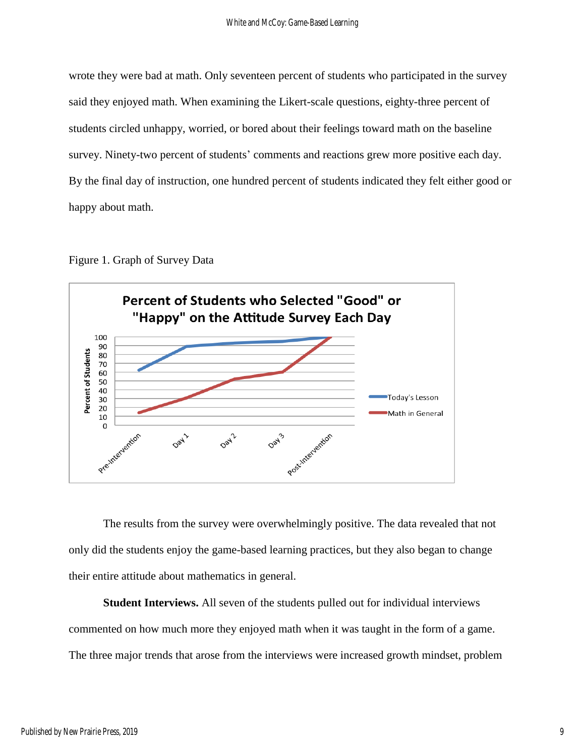wrote they were bad at math. Only seventeen percent of students who participated in the survey said they enjoyed math. When examining the Likert-scale questions, eighty-three percent of students circled unhappy, worried, or bored about their feelings toward math on the baseline survey. Ninety-two percent of students' comments and reactions grew more positive each day. By the final day of instruction, one hundred percent of students indicated they felt either good or happy about math.

Figure 1. Graph of Survey Data

The results from the survey were overwhelmingly positive. The data revealed that not only did the students enjoy the game-based learning practices, but they also began to change their entire attitude about mathematics in general.

**Student Interviews.** All seven of the students pulled out for individual interviews commented on how much more they enjoyed math when it was taught in the form of a game. The three major trends that arose from the interviews were increased growth mindset, problem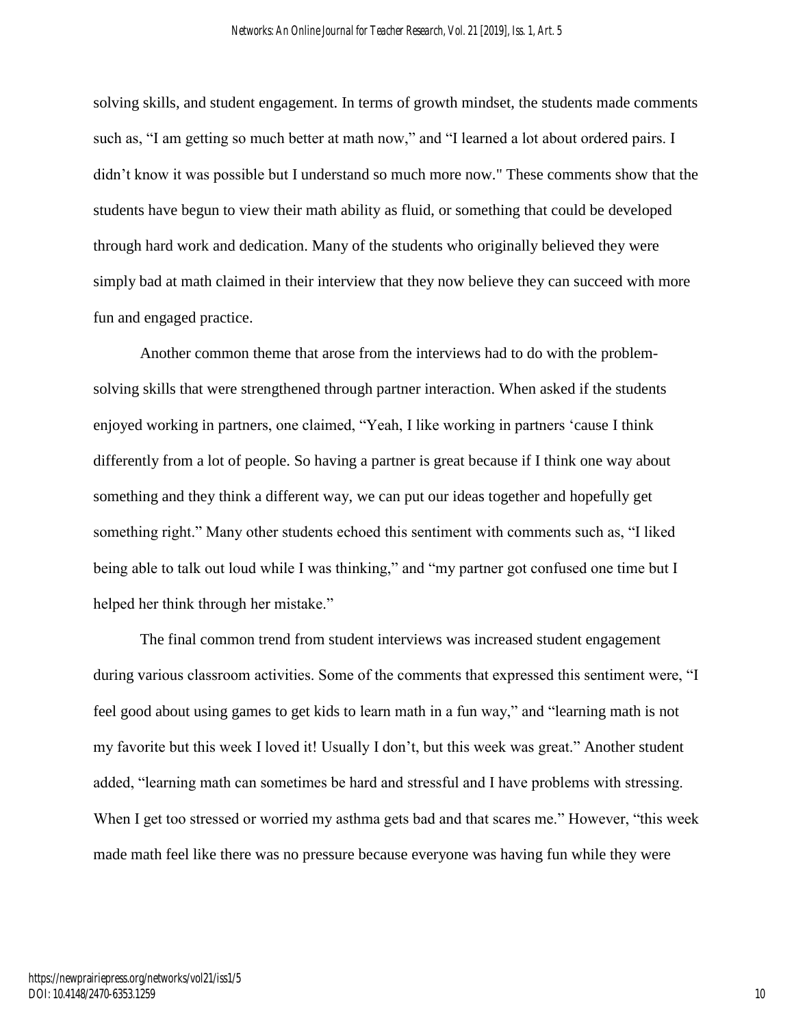solving skills, and student engagement. In terms of growth mindset, the students made comments such as, “I am getting so much better at math now,” and “I learned a lot about ordered pairs. I didn’t know it was possible but I understand so much more now." These comments show that the students have begun to view their math ability as fluid, or something that could be developed through hard work and dedication. Many of the students who originally believed they were simply bad at math claimed in their interview that they now believe they can succeed with more fun and engaged practice.

Another common theme that arose from the interviews had to do with the problem-solving skills that were strengthened through partner interaction. When asked if the students enjoyed working in partners, one claimed, “Yeah, I like working in partners ‘cause I think differently from a lot of people. So having a partner is great because if I think one way about something and they think a different way, we can put our ideas together and hopefully get something right.” Many other students echoed this sentiment with comments such as, “I liked being able to talk out loud while I was thinking,” and “my partner got confused one time but I helped her think through her mistake.”

The final common trend from student interviews was increased student engagement during various classroom activities. Some of the comments that expressed this sentiment were, “I feel good about using games to get kids to learn math in a fun way,” and “learning math is not my favorite but this week I loved it! Usually I don’t, but this week was great.” Another student added, “learning math can sometimes be hard and stressful and I have problems with stressing. When I get too stressed or worried my asthma gets bad and that scares me.” However, “this week made math feel like there was no pressure because everyone was having fun while they were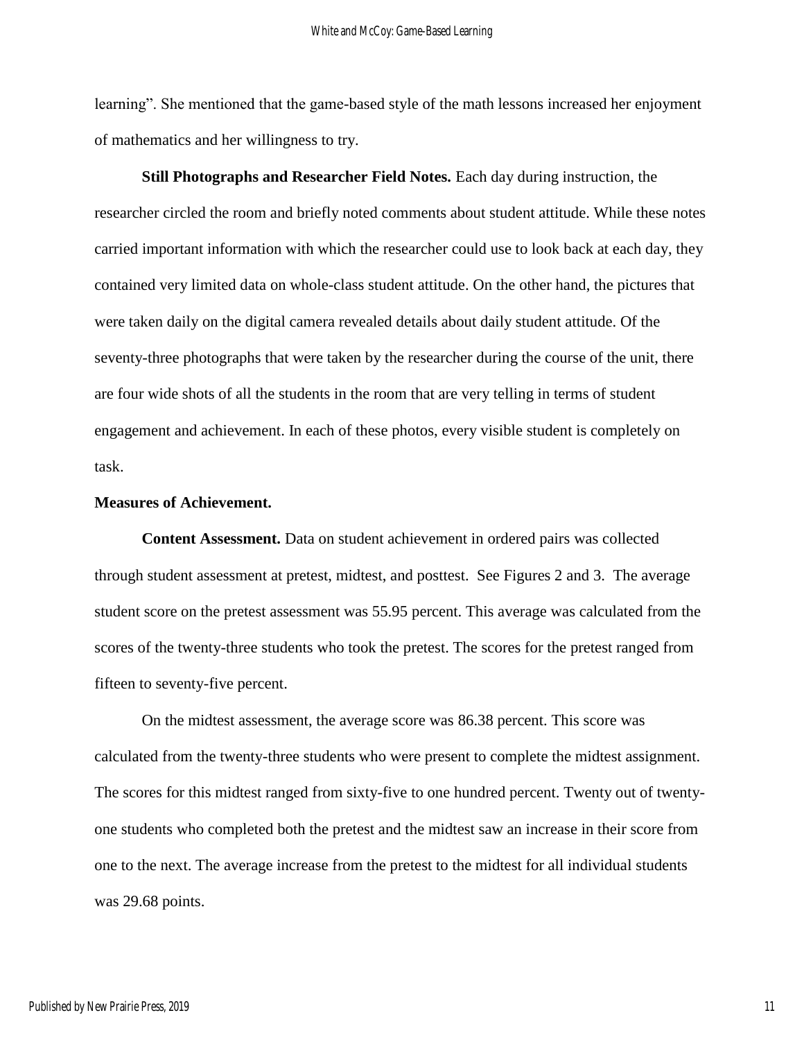learning". She mentioned that the game-based style of the math lessons increased her enjoyment of mathematics and her willingness to try.

**Still Photographs and Researcher Field Notes.** Each day during instruction, the researcher circled the room and briefly noted comments about student attitude. While these notes carried important information with which the researcher could use to look back at each day, they contained very limited data on whole-class student attitude. On the other hand, the pictures that were taken daily on the digital camera revealed details about daily student attitude. Of the seventy-three photographs that were taken by the researcher during the course of the unit, there are four wide shots of all the students in the room that are very telling in terms of student engagement and achievement. In each of these photos, every visible student is completely on task.

**Measures of Achievement.**

**Content Assessment.** Data on student achievement in ordered pairs was collected through student assessment at pretest, midtest, and posttest. See Figures 2 and 3. The average student score on the pretest assessment was 55.95 percent. This average was calculated from the scores of the twenty-three students who took the pretest. The scores for the pretest ranged from fifteen to seventy-five percent.

On the midtest assessment, the average score was 86.38 percent. This score was calculated from the twenty-three students who were present to complete the midtest assignment. The scores for this midtest ranged from sixty-five to one hundred percent. Twenty out of twenty-one students who completed both the pretest and the midtest saw an increase in their score from one to the next. The average increase from the pretest to the midtest for all individual students was 29.68 points.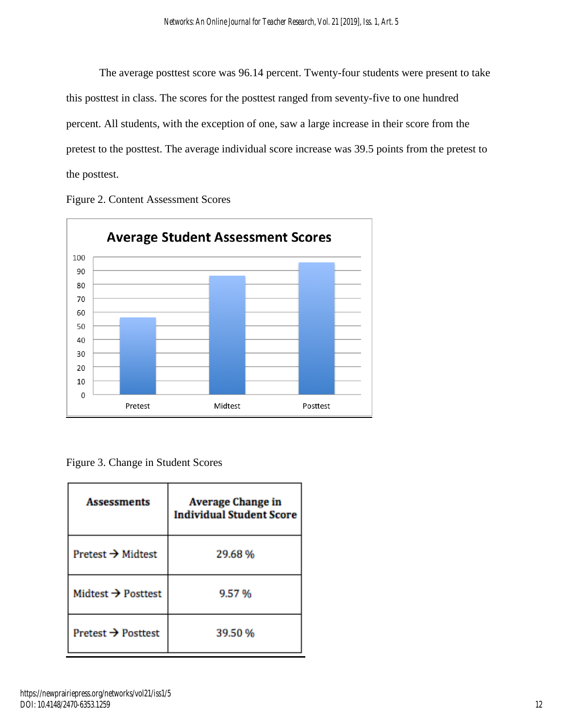The average posttest score was 96.14 percent. Twenty-four students were present to take this posttest in class. The scores for the posttest ranged from seventy-five to one hundred percent. All students, with the exception of one, saw a large increase in their score from the pretest to the posttest. The average individual score increase was 39.5 points from the pretest to the posttest.

Figure 2. Content Assessment Scores

Figure 3. Change in Student Scores

| Assessments | Average Change in Individual Student Score |
|---|---|
| Pretest → Midtest | 29.68 % |
| Midtest → Posttest | 9.57 % |
| Pretest → Posttest | 39.50 % |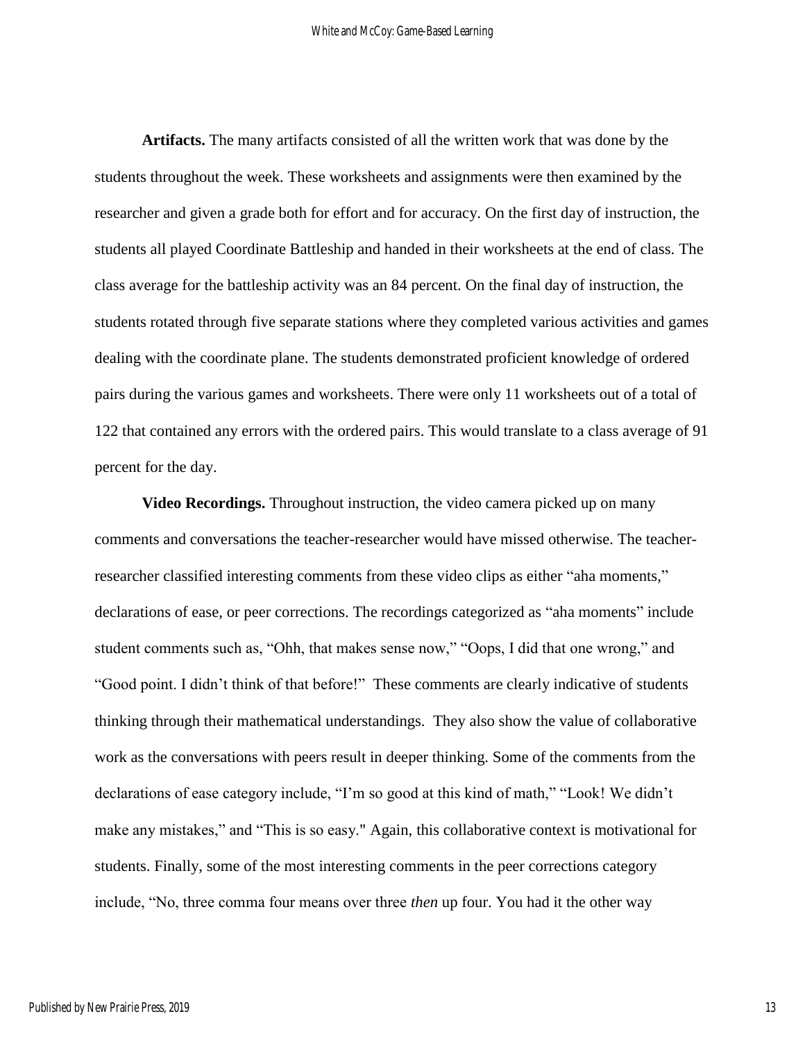**Artifacts.** The many artifacts consisted of all the written work that was done by the students throughout the week. These worksheets and assignments were then examined by the researcher and given a grade both for effort and for accuracy. On the first day of instruction, the students all played Coordinate Battleship and handed in their worksheets at the end of class. The class average for the battleship activity was an 84 percent. On the final day of instruction, the students rotated through five separate stations where they completed various activities and games dealing with the coordinate plane. The students demonstrated proficient knowledge of ordered pairs during the various games and worksheets. There were only 11 worksheets out of a total of 122 that contained any errors with the ordered pairs. This would translate to a class average of 91 percent for the day.

**Video Recordings.** Throughout instruction, the video camera picked up on many comments and conversations the teacher-researcher would have missed otherwise. The teacher-researcher classified interesting comments from these video clips as either "aha moments," declarations of ease, or peer corrections. The recordings categorized as "aha moments" include student comments such as, "Ohh, that makes sense now," "Oops, I did that one wrong," and "Good point. I didn't think of that before!" These comments are clearly indicative of students thinking through their mathematical understandings. They also show the value of collaborative work as the conversations with peers result in deeper thinking. Some of the comments from the declarations of ease category include, "I'm so good at this kind of math," "Look! We didn't make any mistakes," and "This is so easy." Again, this collaborative context is motivational for students. Finally, some of the most interesting comments in the peer corrections category include, "No, three comma four means over three *then* up four. You had it the other way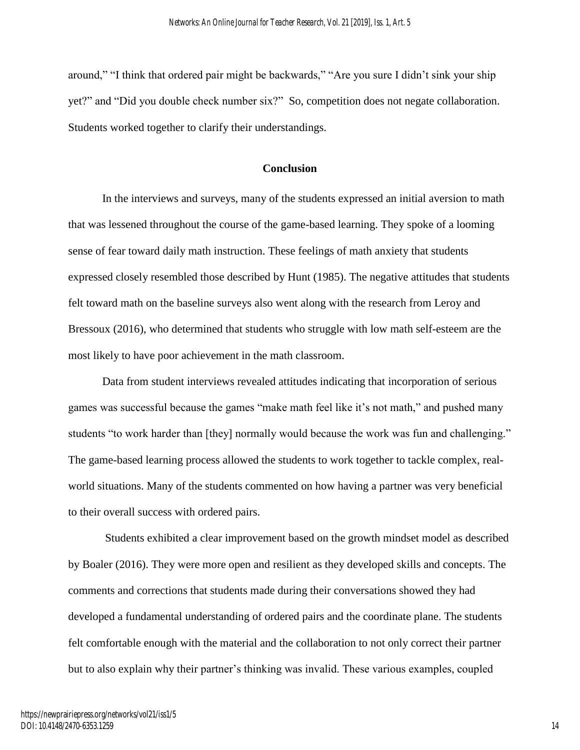around," "I think that ordered pair might be backwards," "Are you sure I didn't sink your ship yet?" and "Did you double check number six?" So, competition does not negate collaboration. Students worked together to clarify their understandings.

## Conclusion

In the interviews and surveys, many of the students expressed an initial aversion to math that was lessened throughout the course of the game-based learning. They spoke of a looming sense of fear toward daily math instruction. These feelings of math anxiety that students expressed closely resembled those described by Hunt (1985). The negative attitudes that students felt toward math on the baseline surveys also went along with the research from Leroy and Bressoux (2016), who determined that students who struggle with low math self-esteem are the most likely to have poor achievement in the math classroom.

Data from student interviews revealed attitudes indicating that incorporation of serious games was successful because the games "make math feel like it's not math," and pushed many students "to work harder than [they] normally would because the work was fun and challenging." The game-based learning process allowed the students to work together to tackle complex, real-world situations. Many of the students commented on how having a partner was very beneficial to their overall success with ordered pairs.

Students exhibited a clear improvement based on the growth mindset model as described by Boaler (2016). They were more open and resilient as they developed skills and concepts. The comments and corrections that students made during their conversations showed they had developed a fundamental understanding of ordered pairs and the coordinate plane. The students felt comfortable enough with the material and the collaboration to not only correct their partner but to also explain why their partner's thinking was invalid. These various examples, coupled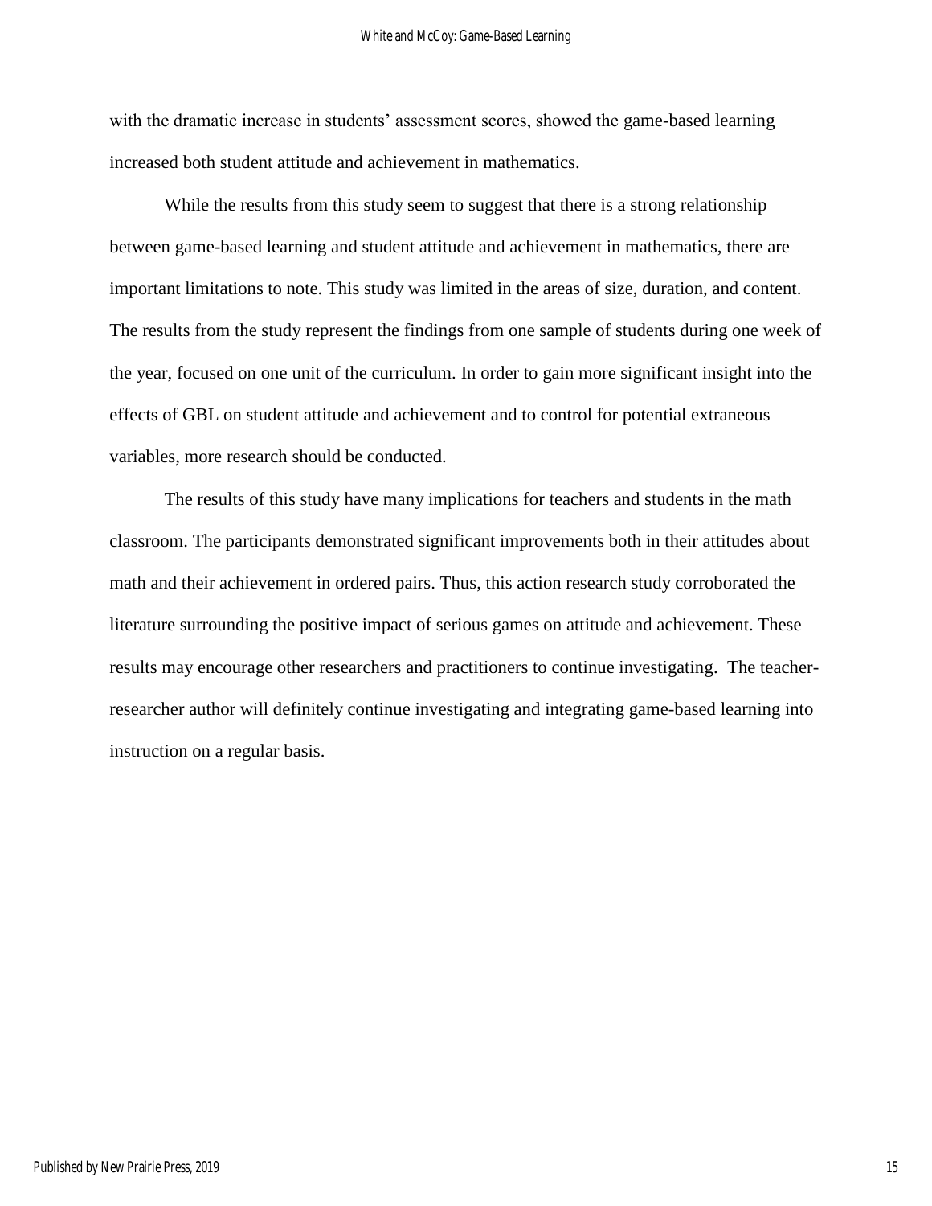with the dramatic increase in students' assessment scores, showed the game-based learning increased both student attitude and achievement in mathematics.

While the results from this study seem to suggest that there is a strong relationship between game-based learning and student attitude and achievement in mathematics, there are important limitations to note. This study was limited in the areas of size, duration, and content. The results from the study represent the findings from one sample of students during one week of the year, focused on one unit of the curriculum. In order to gain more significant insight into the effects of GBL on student attitude and achievement and to control for potential extraneous variables, more research should be conducted.

The results of this study have many implications for teachers and students in the math classroom. The participants demonstrated significant improvements both in their attitudes about math and their achievement in ordered pairs. Thus, this action research study corroborated the literature surrounding the positive impact of serious games on attitude and achievement. These results may encourage other researchers and practitioners to continue investigating. The teacher-researcher author will definitely continue investigating and integrating game-based learning into instruction on a regular basis.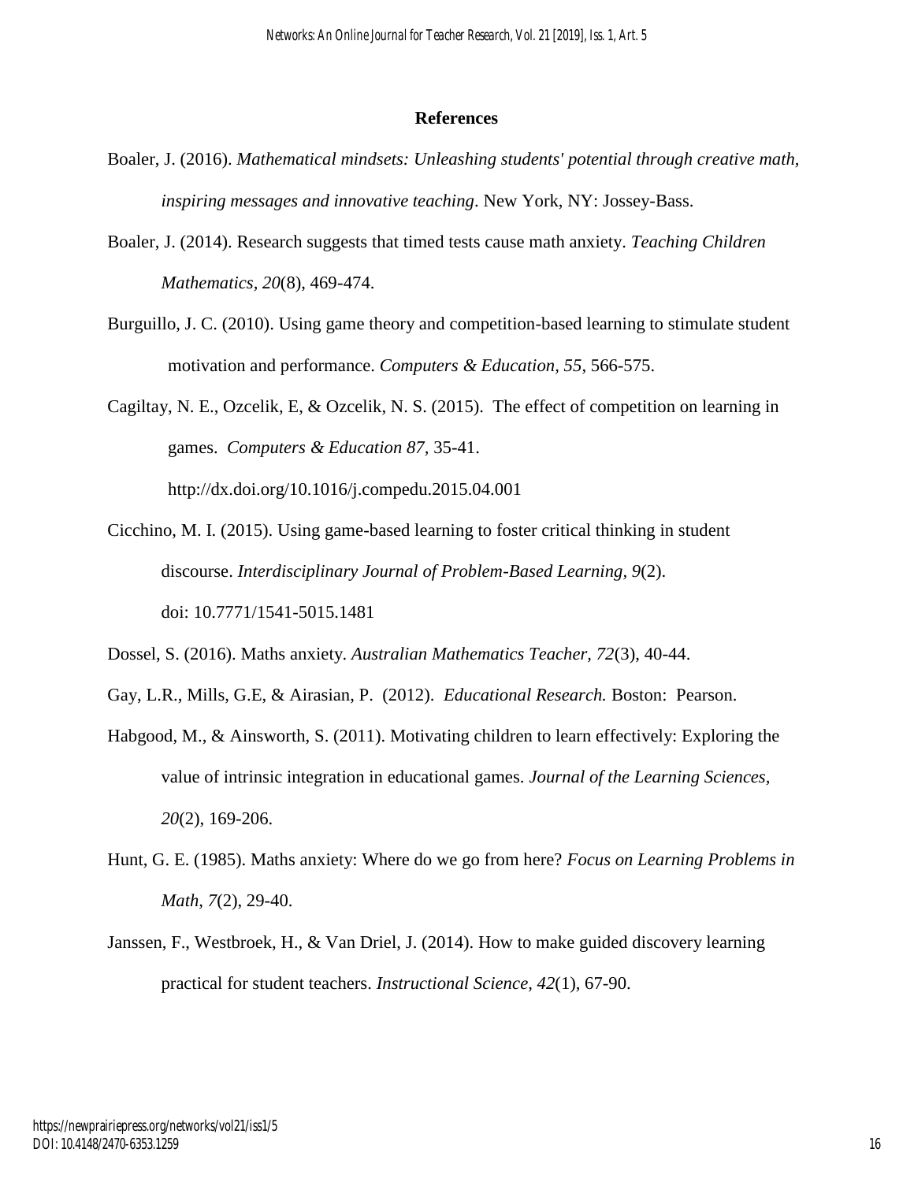## References

Boaler, J. (2016). *Mathematical mindsets: Unleashing students' potential through creative math, inspiring messages and innovative teaching*. New York, NY: Jossey-Bass.

Boaler, J. (2014). Research suggests that timed tests cause math anxiety. *Teaching Children Mathematics*, *20*(8), 469-474.

Burguillo, J. C. (2010). Using game theory and competition-based learning to stimulate student motivation and performance. *Computers & Education, 55*, 566-575.

Cagiltay, N. E., Ozcelik, E, & Ozcelik, N. S. (2015). The effect of competition on learning in games. *Computers & Education 87*, 35-41. http://dx.doi.org/10.1016/j.compedu.2015.04.001

Cicchino, M. I. (2015). Using game-based learning to foster critical thinking in student discourse. *Interdisciplinary Journal of Problem-Based Learning, 9*(2). doi: 10.7771/1541-5015.1481

Dossel, S. (2016). Maths anxiety. *Australian Mathematics Teacher, 72*(3), 40-44.

Gay, L.R., Mills, G.E, & Airasian, P. (2012). *Educational Research.* Boston: Pearson.

Habgood, M., & Ainsworth, S. (2011). Motivating children to learn effectively: Exploring the value of intrinsic integration in educational games. *Journal of the Learning Sciences, 20*(2), 169-206.

Hunt, G. E. (1985). Maths anxiety: Where do we go from here? *Focus on Learning Problems in Math, 7*(2), 29-40.

Janssen, F., Westbroek, H., & Van Driel, J. (2014). How to make guided discovery learning practical for student teachers. *Instructional Science, 42*(1), 67-90.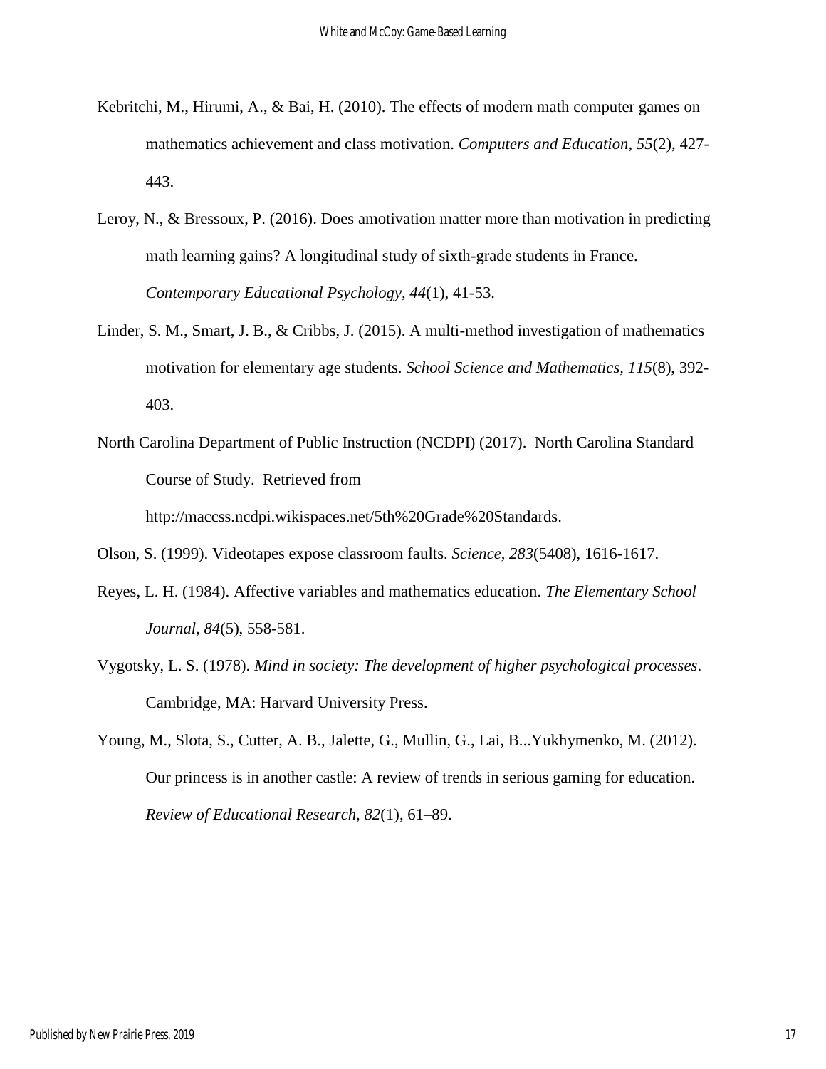Kebritchi, M., Hirumi, A., & Bai, H. (2010). The effects of modern math computer games on mathematics achievement and class motivation. *Computers and Education, 55*(2), 427-443.

Leroy, N., & Bressoux, P. (2016). Does amotivation matter more than motivation in predicting math learning gains? A longitudinal study of sixth-grade students in France. *Contemporary Educational Psychology, 44*(1), 41-53.

Linder, S. M., Smart, J. B., & Cribbs, J. (2015). A multi-method investigation of mathematics motivation for elementary age students. *School Science and Mathematics, 115*(8), 392-403.

North Carolina Department of Public Instruction (NCDPI) (2017). North Carolina Standard Course of Study. Retrieved from http://maccss.ncdpi.wikispaces.net/5th%20Grade%20Standards.

Olson, S. (1999). Videotapes expose classroom faults. *Science, 283*(5408), 1616-1617.

Reyes, L. H. (1984). Affective variables and mathematics education. *The Elementary School Journal, 84*(5), 558-581.

Vygotsky, L. S. (1978). *Mind in society: The development of higher psychological processes*. Cambridge, MA: Harvard University Press.

Young, M., Slota, S., Cutter, A. B., Jalette, G., Mullin, G., Lai, B...Yukhymenko, M. (2012). Our princess is in another castle: A review of trends in serious gaming for education. *Review of Educational Research, 82*(1), 61–89.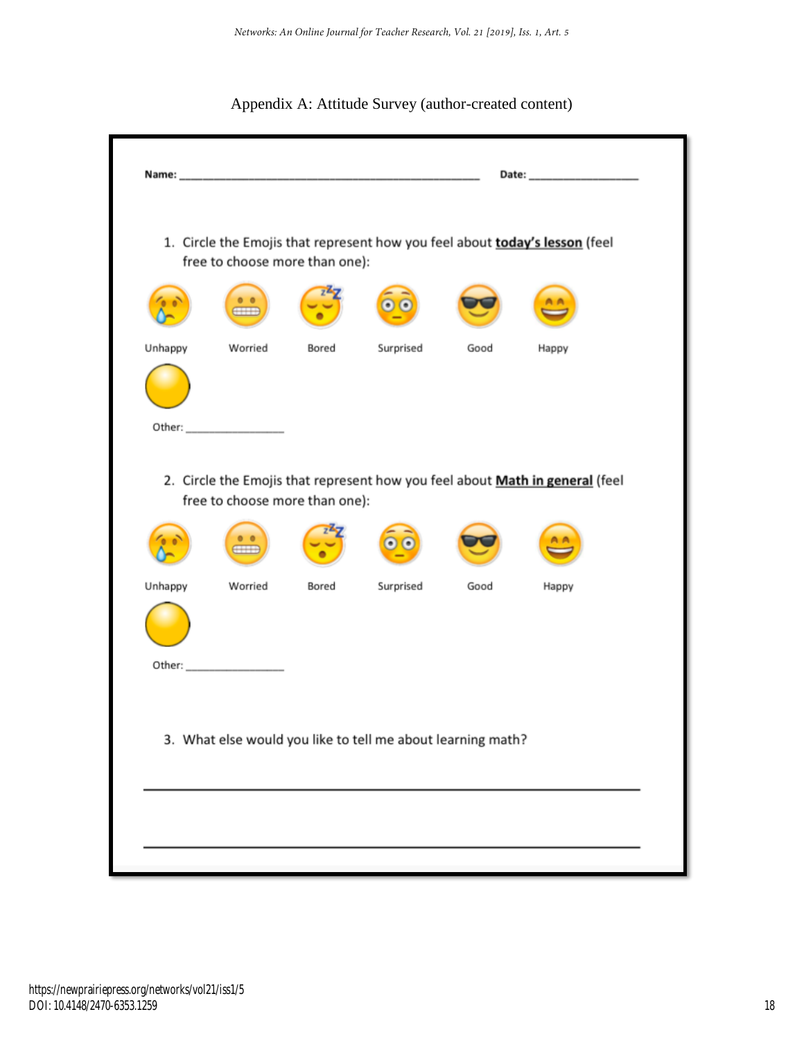Appendix A: Attitude Survey (author-created content)

**Name:** ____________________________________________ **Date:** ________________

1. Circle the Emojis that represent how you feel about **today's lesson** (feel free to choose more than one):

Unhappy Worried Bored Surprised Good Happy

Other: ________________

2. Circle the Emojis that represent how you feel about **Math in general** (feel free to choose more than one):

Unhappy Worried Bored Surprised Good Happy

Other: ________________

3. What else would you like to tell me about learning math?

______________________________________________________________________

______________________________________________________________________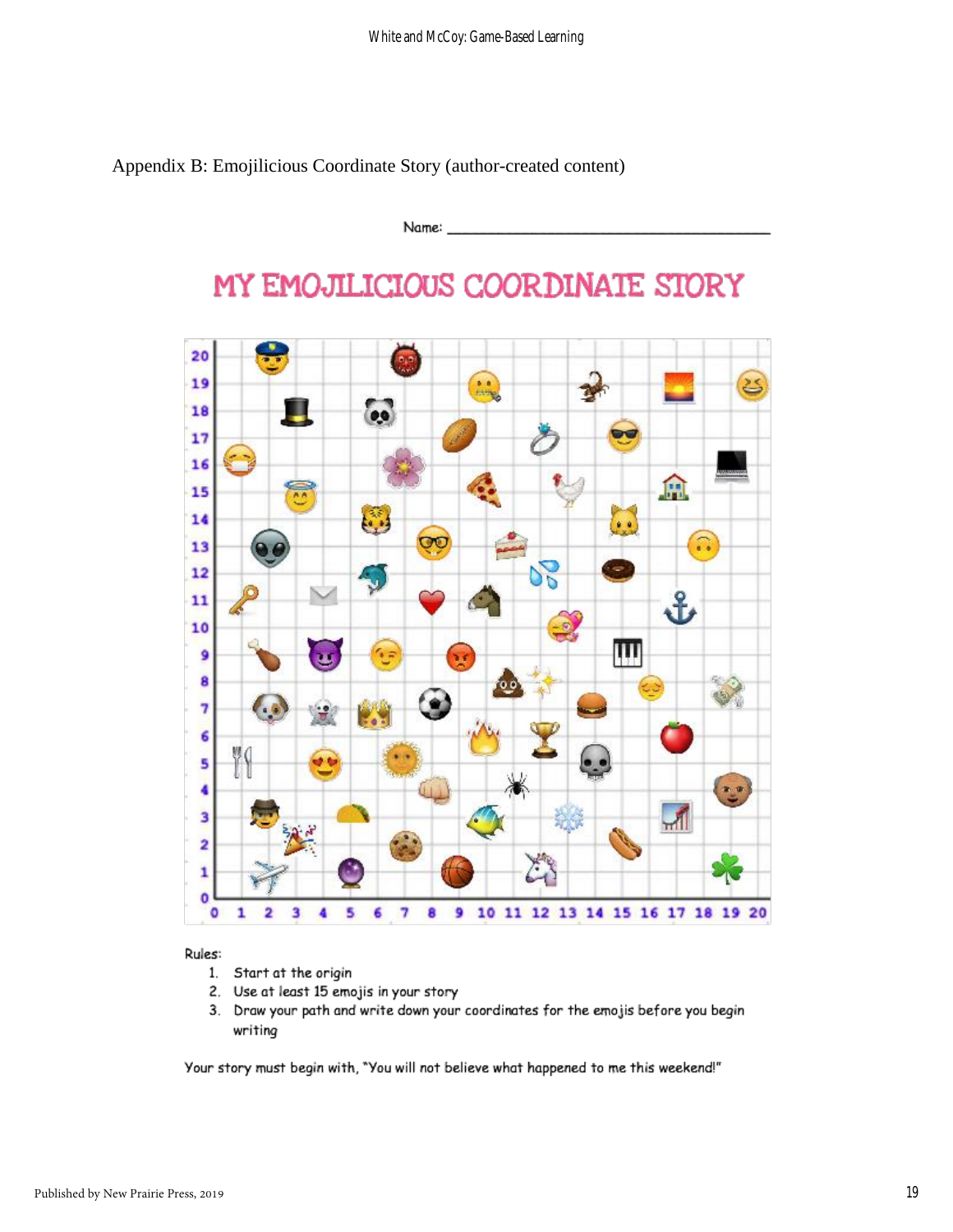Appendix B: Emojilicious Coordinate Story (author-created content)

Name: ___________________________________

# MY EMOJILICIOUS COORDINATE STORY

20
19
18
17
16
15
14
13
12
11
10
9
8
7
6
5
4
3
2
1
0
0 1 2 3 4 5 6 7 8 9 10 11 12 13 14 15 16 17 18 19 20

Rules:

1. Start at the origin
2. Use at least 15 emojis in your story
3. Draw your path and write down your coordinates for the emojis before you begin writing

Your story must begin with, "You will not believe what happened to me this weekend!"